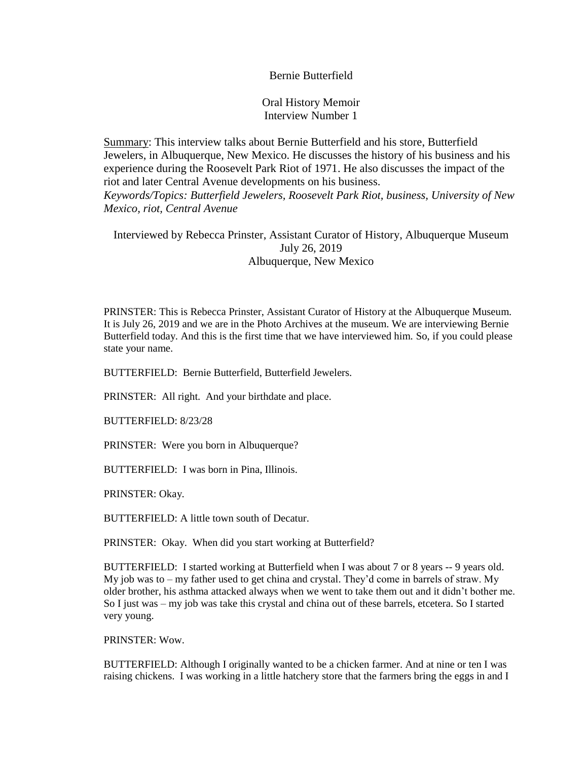# Bernie Butterfield

## Oral History Memoir
## Interview Number 1

Summary: This interview talks about Bernie Butterfield and his store, Butterfield Jewelers, in Albuquerque, New Mexico. He discusses the history of his business and his experience during the Roosevelt Park Riot of 1971. He also discusses the impact of the riot and later Central Avenue developments on his business.

*Keywords/Topics: Butterfield Jewelers, Roosevelt Park Riot, business, University of New Mexico, riot, Central Avenue*

Interviewed by Rebecca Prinster, Assistant Curator of History, Albuquerque Museum
July 26, 2019
Albuquerque, New Mexico

PRINSTER: This is Rebecca Prinster, Assistant Curator of History at the Albuquerque Museum. It is July 26, 2019 and we are in the Photo Archives at the museum. We are interviewing Bernie Butterfield today. And this is the first time that we have interviewed him. So, if you could please state your name.

BUTTERFIELD: Bernie Butterfield, Butterfield Jewelers.

PRINSTER: All right. And your birthdate and place.

BUTTERFIELD: 8/23/28

PRINSTER: Were you born in Albuquerque?

BUTTERFIELD: I was born in Pina, Illinois.

PRINSTER: Okay.

BUTTERFIELD: A little town south of Decatur.

PRINSTER: Okay. When did you start working at Butterfield?

BUTTERFIELD: I started working at Butterfield when I was about 7 or 8 years -- 9 years old. My job was to – my father used to get china and crystal. They'd come in barrels of straw. My older brother, his asthma attacked always when we went to take them out and it didn't bother me. So I just was – my job was take this crystal and china out of these barrels, etcetera. So I started very young.

PRINSTER: Wow.

BUTTERFIELD: Although I originally wanted to be a chicken farmer. And at nine or ten I was raising chickens. I was working in a little hatchery store that the farmers bring the eggs in and I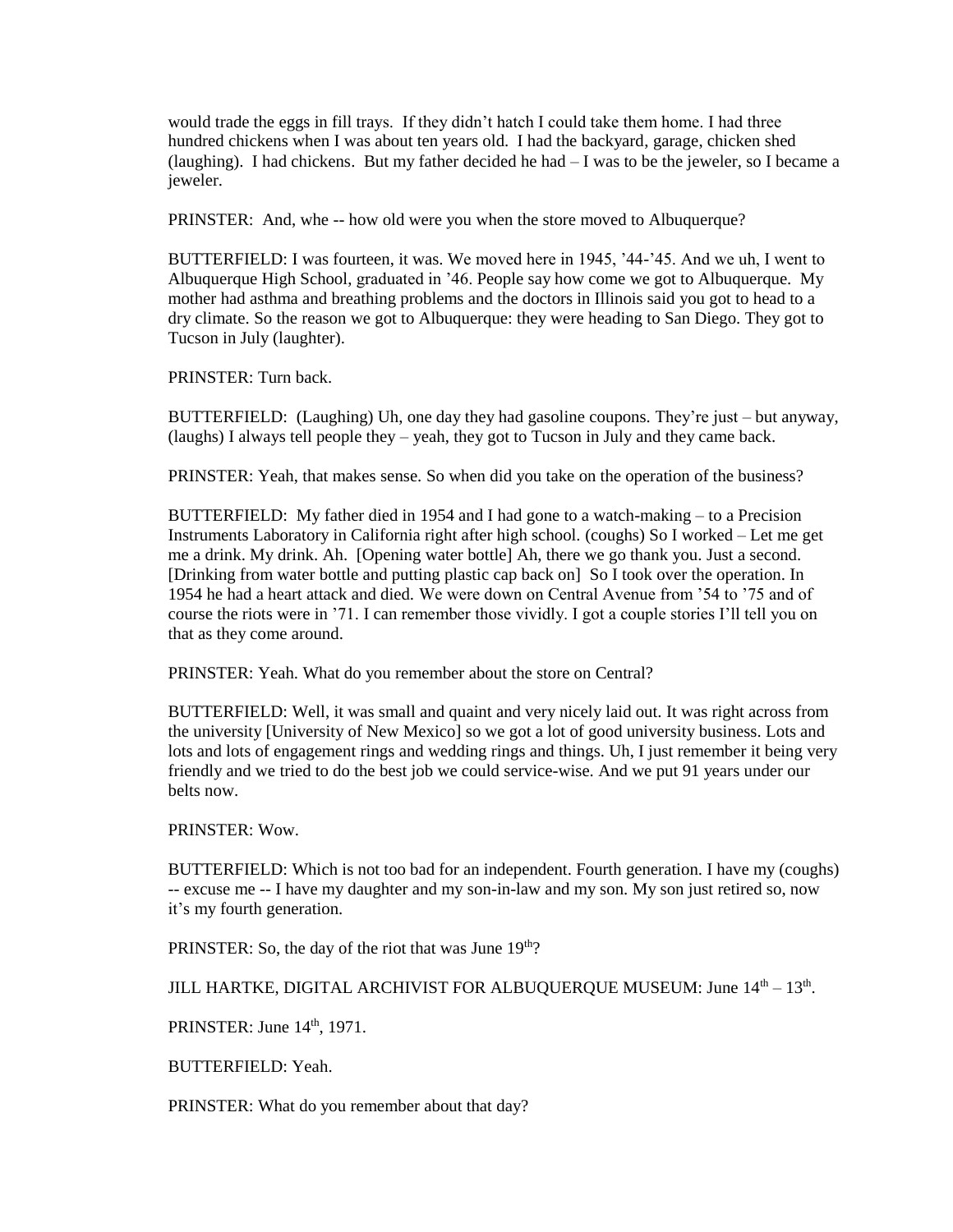would trade the eggs in fill trays. If they didn't hatch I could take them home. I had three hundred chickens when I was about ten years old. I had the backyard, garage, chicken shed (laughing). I had chickens. But my father decided he had – I was to be the jeweler, so I became a jeweler.

PRINSTER: And, whe -- how old were you when the store moved to Albuquerque?

BUTTERFIELD: I was fourteen, it was. We moved here in 1945, '44-'45. And we uh, I went to Albuquerque High School, graduated in '46. People say how come we got to Albuquerque. My mother had asthma and breathing problems and the doctors in Illinois said you got to head to a dry climate. So the reason we got to Albuquerque: they were heading to San Diego. They got to Tucson in July (laughter).

PRINSTER: Turn back.

BUTTERFIELD: (Laughing) Uh, one day they had gasoline coupons. They're just – but anyway, (laughs) I always tell people they – yeah, they got to Tucson in July and they came back.

PRINSTER: Yeah, that makes sense. So when did you take on the operation of the business?

BUTTERFIELD: My father died in 1954 and I had gone to a watch-making – to a Precision Instruments Laboratory in California right after high school. (coughs) So I worked – Let me get me a drink. My drink. Ah. [Opening water bottle] Ah, there we go thank you. Just a second. [Drinking from water bottle and putting plastic cap back on] So I took over the operation. In 1954 he had a heart attack and died. We were down on Central Avenue from '54 to '75 and of course the riots were in '71. I can remember those vividly. I got a couple stories I'll tell you on that as they come around.

PRINSTER: Yeah. What do you remember about the store on Central?

BUTTERFIELD: Well, it was small and quaint and very nicely laid out. It was right across from the university [University of New Mexico] so we got a lot of good university business. Lots and lots and lots of engagement rings and wedding rings and things. Uh, I just remember it being very friendly and we tried to do the best job we could service-wise. And we put 91 years under our belts now.

PRINSTER: Wow.

BUTTERFIELD: Which is not too bad for an independent. Fourth generation. I have my (coughs) -- excuse me -- I have my daughter and my son-in-law and my son. My son just retired so, now it's my fourth generation.

PRINSTER: So, the day of the riot that was June 19th?

JILL HARTKE, DIGITAL ARCHIVIST FOR ALBUQUERQUE MUSEUM: June 14th – 13th.

PRINSTER: June 14th, 1971.

BUTTERFIELD: Yeah.

PRINSTER: What do you remember about that day?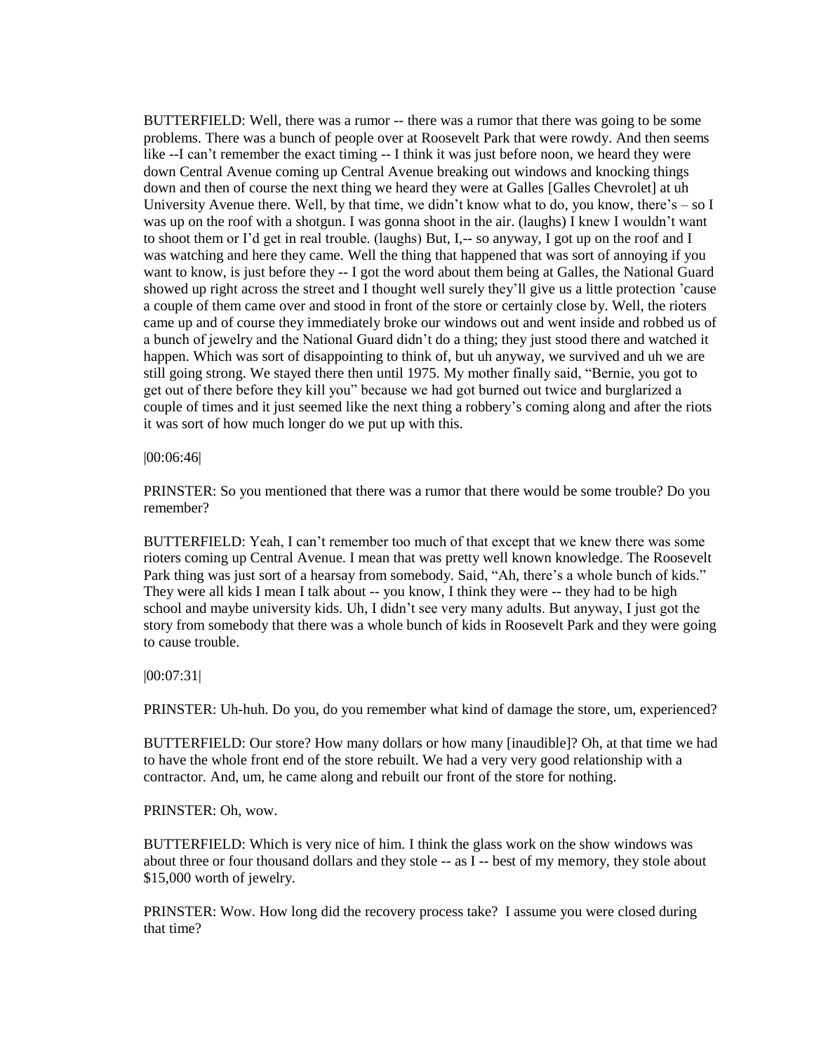BUTTERFIELD: Well, there was a rumor -- there was a rumor that there was going to be some problems. There was a bunch of people over at Roosevelt Park that were rowdy. And then seems like --I can't remember the exact timing -- I think it was just before noon, we heard they were down Central Avenue coming up Central Avenue breaking out windows and knocking things down and then of course the next thing we heard they were at Galles [Galles Chevrolet] at uh University Avenue there. Well, by that time, we didn't know what to do, you know, there's – so I was up on the roof with a shotgun. I was gonna shoot in the air. (laughs) I knew I wouldn't want to shoot them or I'd get in real trouble. (laughs) But, I,-- so anyway, I got up on the roof and I was watching and here they came. Well the thing that happened that was sort of annoying if you want to know, is just before they -- I got the word about them being at Galles, the National Guard showed up right across the street and I thought well surely they'll give us a little protection 'cause a couple of them came over and stood in front of the store or certainly close by. Well, the rioters came up and of course they immediately broke our windows out and went inside and robbed us of a bunch of jewelry and the National Guard didn't do a thing; they just stood there and watched it happen. Which was sort of disappointing to think of, but uh anyway, we survived and uh we are still going strong. We stayed there then until 1975. My mother finally said, "Bernie, you got to get out of there before they kill you" because we had got burned out twice and burglarized a couple of times and it just seemed like the next thing a robbery's coming along and after the riots it was sort of how much longer do we put up with this.

|00:06:46|

PRINSTER: So you mentioned that there was a rumor that there would be some trouble? Do you remember?

BUTTERFIELD: Yeah, I can't remember too much of that except that we knew there was some rioters coming up Central Avenue. I mean that was pretty well known knowledge. The Roosevelt Park thing was just sort of a hearsay from somebody. Said, "Ah, there's a whole bunch of kids." They were all kids I mean I talk about -- you know, I think they were -- they had to be high school and maybe university kids. Uh, I didn't see very many adults. But anyway, I just got the story from somebody that there was a whole bunch of kids in Roosevelt Park and they were going to cause trouble.

|00:07:31|

PRINSTER: Uh-huh. Do you, do you remember what kind of damage the store, um, experienced?

BUTTERFIELD: Our store? How many dollars or how many [inaudible]? Oh, at that time we had to have the whole front end of the store rebuilt. We had a very very good relationship with a contractor. And, um, he came along and rebuilt our front of the store for nothing.

PRINSTER: Oh, wow.

BUTTERFIELD: Which is very nice of him. I think the glass work on the show windows was about three or four thousand dollars and they stole -- as I -- best of my memory, they stole about $15,000 worth of jewelry.

PRINSTER: Wow. How long did the recovery process take? I assume you were closed during that time?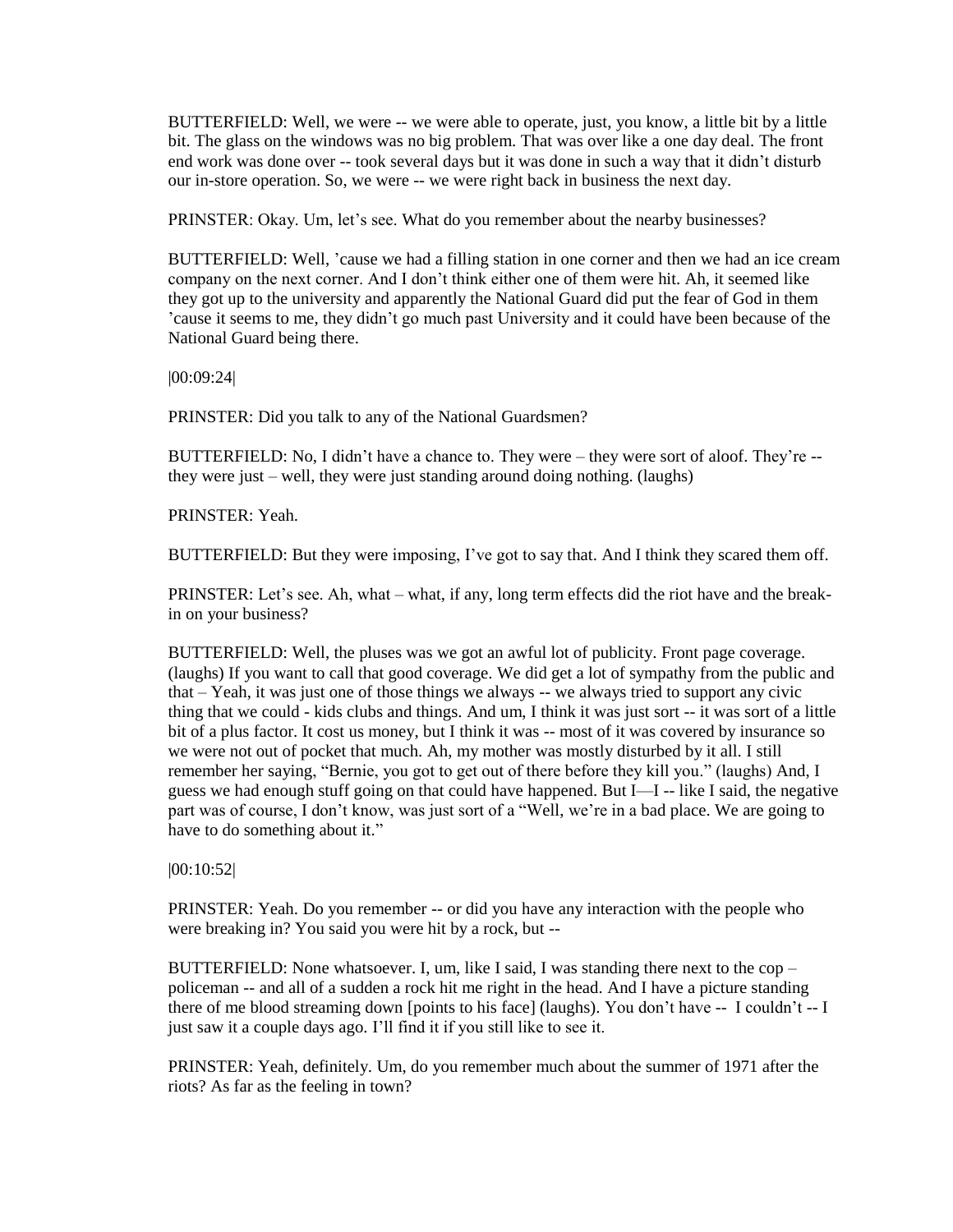BUTTERFIELD: Well, we were -- we were able to operate, just, you know, a little bit by a little bit. The glass on the windows was no big problem. That was over like a one day deal. The front end work was done over -- took several days but it was done in such a way that it didn't disturb our in-store operation. So, we were -- we were right back in business the next day.

PRINSTER: Okay. Um, let's see. What do you remember about the nearby businesses?

BUTTERFIELD: Well, 'cause we had a filling station in one corner and then we had an ice cream company on the next corner. And I don't think either one of them were hit. Ah, it seemed like they got up to the university and apparently the National Guard did put the fear of God in them 'cause it seems to me, they didn't go much past University and it could have been because of the National Guard being there.

|00:09:24|

PRINSTER: Did you talk to any of the National Guardsmen?

BUTTERFIELD: No, I didn't have a chance to. They were – they were sort of aloof. They're -- they were just – well, they were just standing around doing nothing. (laughs)

PRINSTER: Yeah.

BUTTERFIELD: But they were imposing, I've got to say that. And I think they scared them off.

PRINSTER: Let's see. Ah, what – what, if any, long term effects did the riot have and the break-in on your business?

BUTTERFIELD: Well, the pluses was we got an awful lot of publicity. Front page coverage. (laughs) If you want to call that good coverage. We did get a lot of sympathy from the public and that – Yeah, it was just one of those things we always -- we always tried to support any civic thing that we could - kids clubs and things. And um, I think it was just sort -- it was sort of a little bit of a plus factor. It cost us money, but I think it was -- most of it was covered by insurance so we were not out of pocket that much. Ah, my mother was mostly disturbed by it all. I still remember her saying, "Bernie, you got to get out of there before they kill you." (laughs) And, I guess we had enough stuff going on that could have happened. But I—I -- like I said, the negative part was of course, I don't know, was just sort of a "Well, we're in a bad place. We are going to have to do something about it."

|00:10:52|

PRINSTER: Yeah. Do you remember -- or did you have any interaction with the people who were breaking in? You said you were hit by a rock, but --

BUTTERFIELD: None whatsoever. I, um, like I said, I was standing there next to the cop – policeman -- and all of a sudden a rock hit me right in the head. And I have a picture standing there of me blood streaming down [points to his face] (laughs). You don't have -- I couldn't -- I just saw it a couple days ago. I'll find it if you still like to see it.

PRINSTER: Yeah, definitely. Um, do you remember much about the summer of 1971 after the riots? As far as the feeling in town?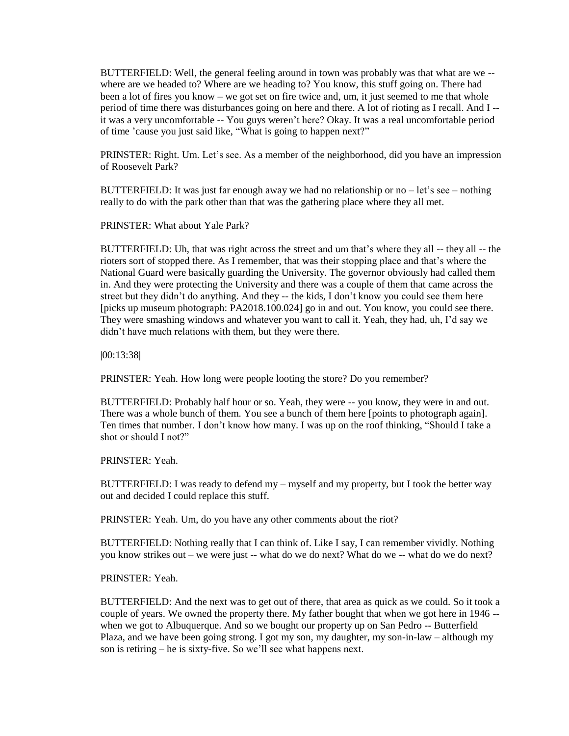BUTTERFIELD: Well, the general feeling around in town was probably was that what are we -- where are we headed to? Where are we heading to? You know, this stuff going on. There had been a lot of fires you know – we got set on fire twice and, um, it just seemed to me that whole period of time there was disturbances going on here and there. A lot of rioting as I recall. And I -- it was a very uncomfortable -- You guys weren't here? Okay. It was a real uncomfortable period of time 'cause you just said like, "What is going to happen next?"

PRINSTER: Right. Um. Let's see. As a member of the neighborhood, did you have an impression of Roosevelt Park?

BUTTERFIELD: It was just far enough away we had no relationship or no – let's see – nothing really to do with the park other than that was the gathering place where they all met.

PRINSTER: What about Yale Park?

BUTTERFIELD: Uh, that was right across the street and um that's where they all -- they all -- the rioters sort of stopped there. As I remember, that was their stopping place and that's where the National Guard were basically guarding the University. The governor obviously had called them in. And they were protecting the University and there was a couple of them that came across the street but they didn't do anything. And they -- the kids, I don't know you could see them here [picks up museum photograph: PA2018.100.024] go in and out. You know, you could see there. They were smashing windows and whatever you want to call it. Yeah, they had, uh, I'd say we didn't have much relations with them, but they were there.

|00:13:38|

PRINSTER: Yeah. How long were people looting the store? Do you remember?

BUTTERFIELD: Probably half hour or so. Yeah, they were -- you know, they were in and out. There was a whole bunch of them. You see a bunch of them here [points to photograph again]. Ten times that number. I don't know how many. I was up on the roof thinking, "Should I take a shot or should I not?"

PRINSTER: Yeah.

BUTTERFIELD: I was ready to defend my – myself and my property, but I took the better way out and decided I could replace this stuff.

PRINSTER: Yeah. Um, do you have any other comments about the riot?

BUTTERFIELD: Nothing really that I can think of. Like I say, I can remember vividly. Nothing you know strikes out – we were just -- what do we do next? What do we -- what do we do next?

PRINSTER: Yeah.

BUTTERFIELD: And the next was to get out of there, that area as quick as we could. So it took a couple of years. We owned the property there. My father bought that when we got here in 1946 -- when we got to Albuquerque. And so we bought our property up on San Pedro -- Butterfield Plaza, and we have been going strong. I got my son, my daughter, my son-in-law – although my son is retiring – he is sixty-five. So we'll see what happens next.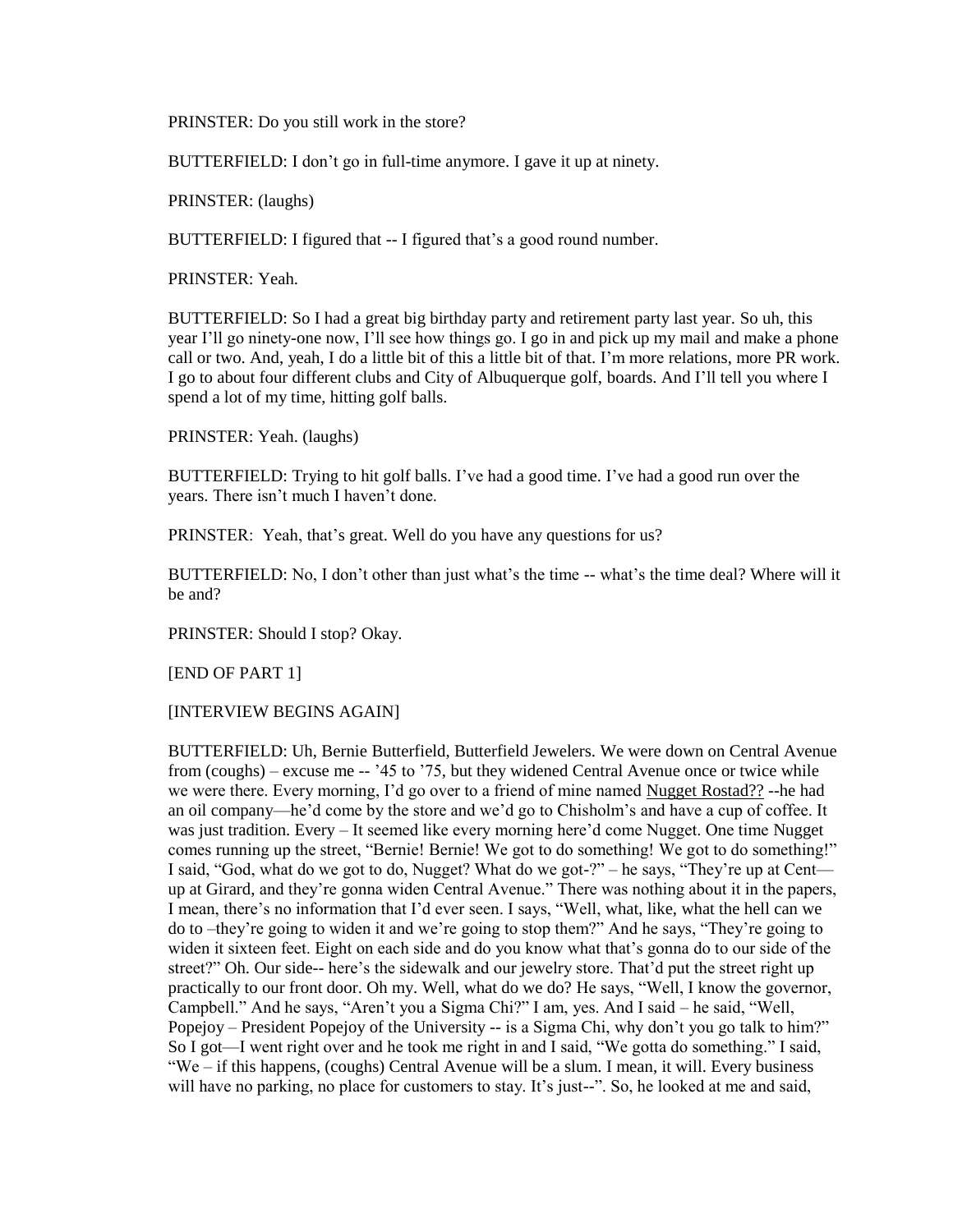PRINSTER: Do you still work in the store?

BUTTERFIELD: I don't go in full-time anymore. I gave it up at ninety.

PRINSTER: (laughs)

BUTTERFIELD: I figured that -- I figured that's a good round number.

PRINSTER: Yeah.

BUTTERFIELD: So I had a great big birthday party and retirement party last year. So uh, this year I'll go ninety-one now, I'll see how things go. I go in and pick up my mail and make a phone call or two. And, yeah, I do a little bit of this a little bit of that. I'm more relations, more PR work. I go to about four different clubs and City of Albuquerque golf, boards. And I'll tell you where I spend a lot of my time, hitting golf balls.

PRINSTER: Yeah. (laughs)

BUTTERFIELD: Trying to hit golf balls. I've had a good time. I've had a good run over the years. There isn't much I haven't done.

PRINSTER: Yeah, that's great. Well do you have any questions for us?

BUTTERFIELD: No, I don't other than just what's the time -- what's the time deal? Where will it be and?

PRINSTER: Should I stop? Okay.

[END OF PART 1]

[INTERVIEW BEGINS AGAIN]

BUTTERFIELD: Uh, Bernie Butterfield, Butterfield Jewelers. We were down on Central Avenue from (coughs) – excuse me -- '45 to '75, but they widened Central Avenue once or twice while we were there. Every morning, I'd go over to a friend of mine named Nugget Rostad?? --he had an oil company—he'd come by the store and we'd go to Chisholm's and have a cup of coffee. It was just tradition. Every – It seemed like every morning here'd come Nugget. One time Nugget comes running up the street, "Bernie! Bernie! We got to do something! We got to do something!" I said, "God, what do we got to do, Nugget? What do we got-?" – he says, "They're up at Cent— up at Girard, and they're gonna widen Central Avenue." There was nothing about it in the papers, I mean, there's no information that I'd ever seen. I says, "Well, what, like, what the hell can we do to –they're going to widen it and we're going to stop them?" And he says, "They're going to widen it sixteen feet. Eight on each side and do you know what that's gonna do to our side of the street?" Oh. Our side-- here's the sidewalk and our jewelry store. That'd put the street right up practically to our front door. Oh my. Well, what do we do? He says, "Well, I know the governor, Campbell." And he says, "Aren't you a Sigma Chi?" I am, yes. And I said – he said, "Well, Popejoy – President Popejoy of the University -- is a Sigma Chi, why don't you go talk to him?" So I got—I went right over and he took me right in and I said, "We gotta do something." I said, "We – if this happens, (coughs) Central Avenue will be a slum. I mean, it will. Every business will have no parking, no place for customers to stay. It's just--". So, he looked at me and said,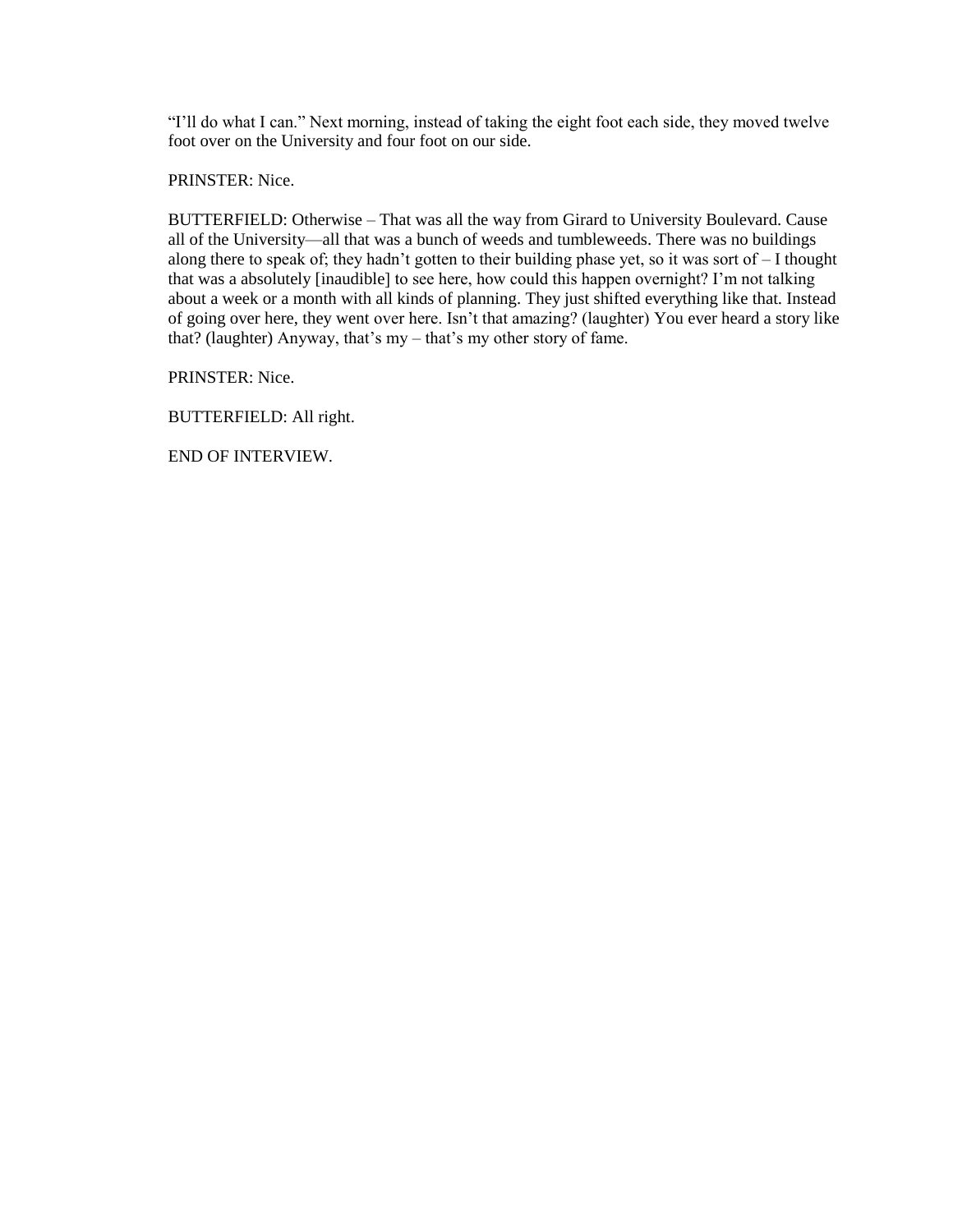"I'll do what I can." Next morning, instead of taking the eight foot each side, they moved twelve foot over on the University and four foot on our side.

PRINSTER: Nice.

BUTTERFIELD: Otherwise – That was all the way from Girard to University Boulevard. Cause all of the University—all that was a bunch of weeds and tumbleweeds. There was no buildings along there to speak of; they hadn't gotten to their building phase yet, so it was sort of – I thought that was a absolutely [inaudible] to see here, how could this happen overnight? I'm not talking about a week or a month with all kinds of planning. They just shifted everything like that. Instead of going over here, they went over here. Isn't that amazing? (laughter) You ever heard a story like that? (laughter) Anyway, that's my – that's my other story of fame.

PRINSTER: Nice.

BUTTERFIELD: All right.

END OF INTERVIEW.